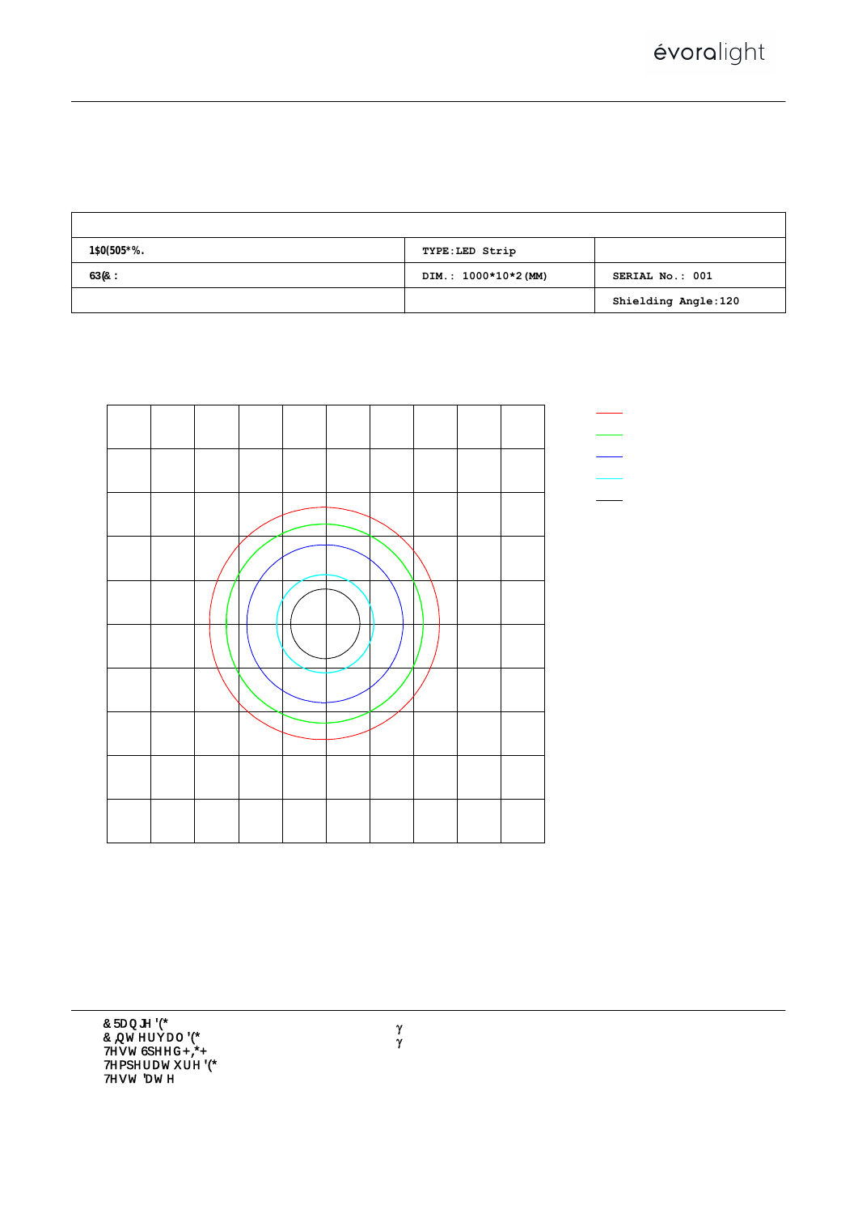| | | |
|---|---|---|
| 1$0(505*%. | TYPE:LED Strip | |
| 63(& : | DIM.: 1000*10*2(MM) | SERIAL No.: 001 |
| | | Shielding Angle:120 |

& 5DQJH '(*
& ,QW HUYDO '(*
7HVW 6SHHG+,*+
7HPSHUDWXUH '(*
7HVW 'DWH

γ
γ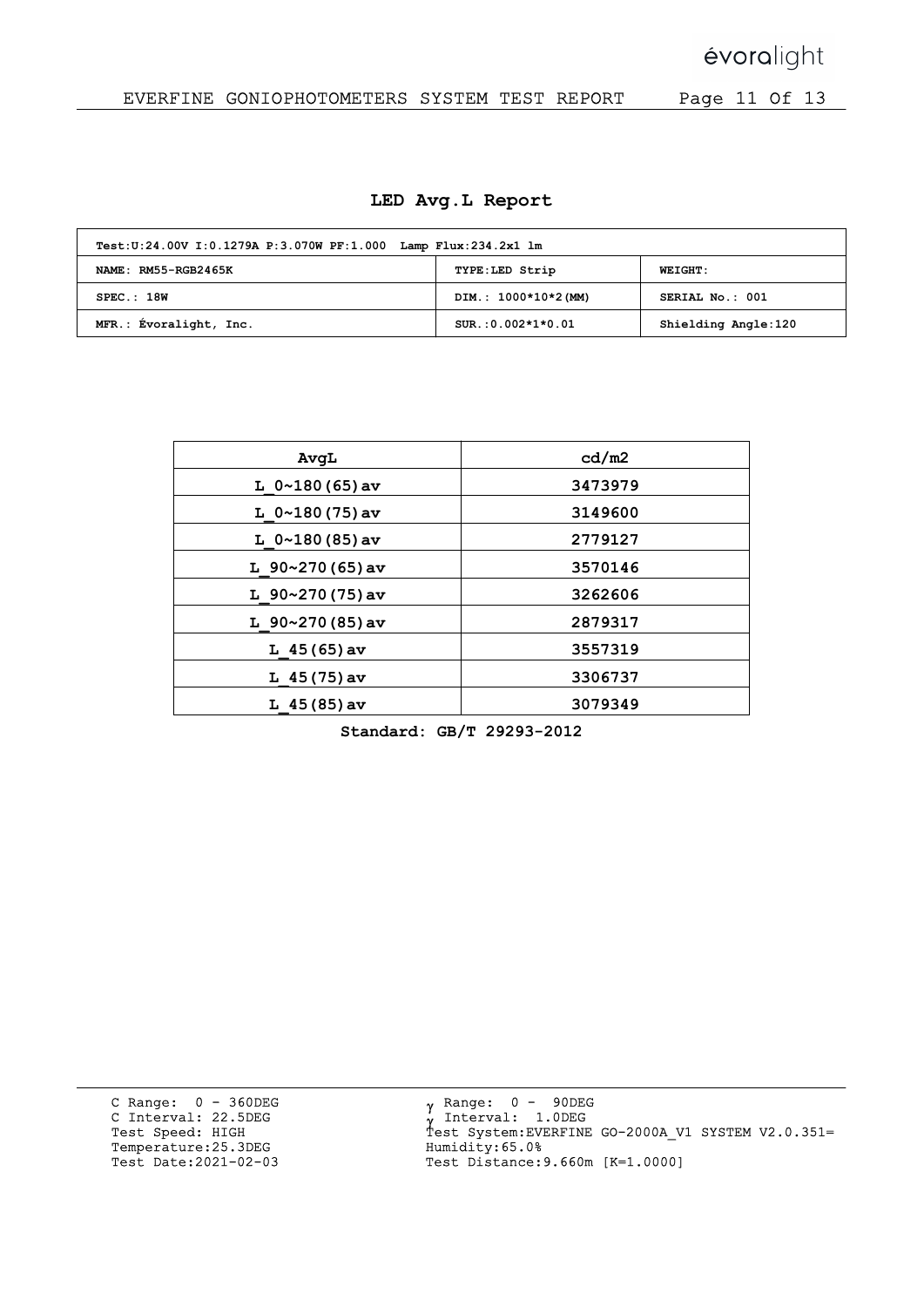## LED Avg.L Report

| Test:U:24.00V I:0.1279A P:3.070W PF:1.000 Lamp Flux:234.2x1 lm | | |
|---|---|---|
| NAME: RM55-RGB2465K | TYPE:LED Strip | WEIGHT: |
| SPEC.: 18W | DIM.: 1000*10*2(MM) | SERIAL No.: 001 |
| MFR.: Évoralight, Inc. | SUR.:0.002*1*0.01 | Shielding Angle:120 |

| AvgL | cd/m2 |
|---|---|
| L_0~180(65)av | 3473979 |
| L_0~180(75)av | 3149600 |
| L_0~180(85)av | 2779127 |
| L_90~270(65)av | 3570146 |
| L_90~270(75)av | 3262606 |
| L_90~270(85)av | 2879317 |
| L_45(65)av | 3557319 |
| L_45(75)av | 3306737 |
| L_45(85)av | 3079349 |

**Standard: GB/T 29293-2012**

C Range: 0 - 360DEG
C Interval: 22.5DEG
Test Speed: HIGH
Temperature:25.3DEG
Test Date:2021-02-03

γ Range: 0 - 90DEG
γ Interval: 1.0DEG
Test System:EVERFINE GO-2000A_V1 SYSTEM V2.0.351=
Humidity:65.0%
Test Distance:9.660m [K=1.0000]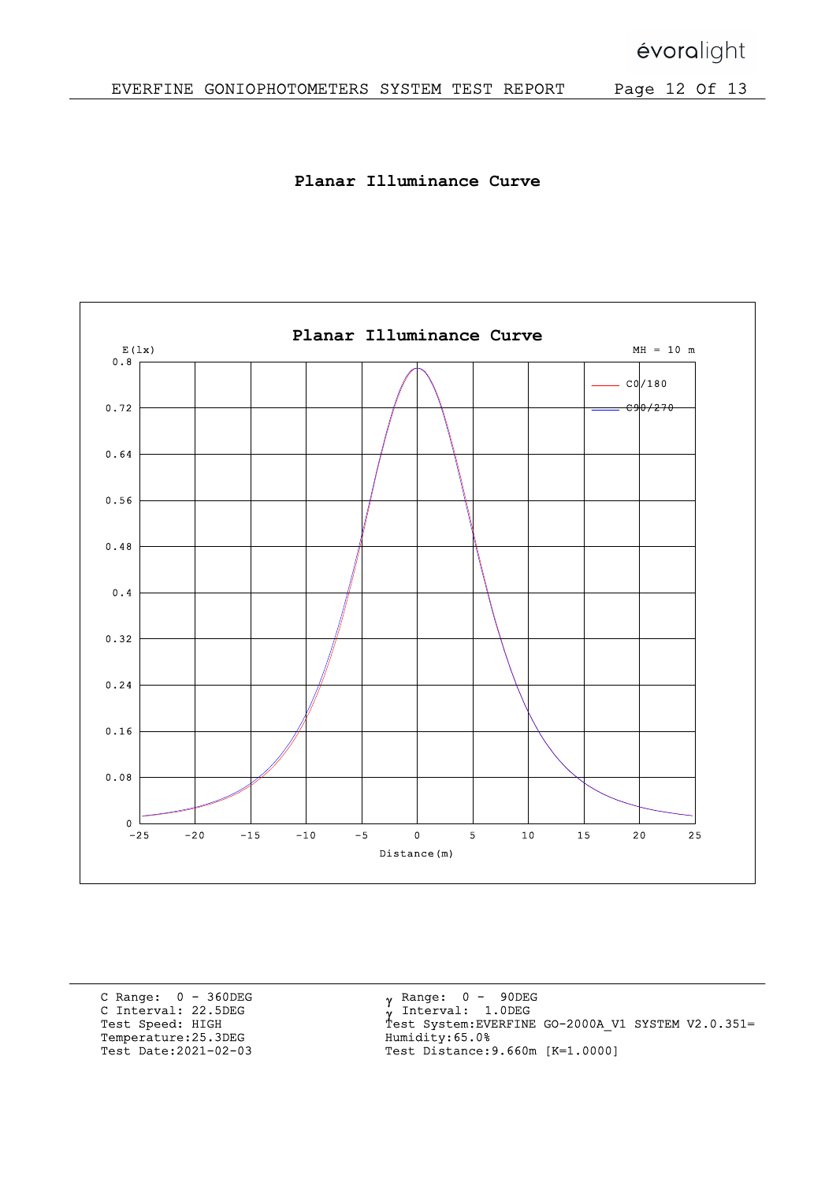## Planar Illuminance Curve

**Planar Illuminance Curve**

E(lx)

MH = 10 m

C0/180

C90/270

Distance(m)

C Range: 0 - 360DEG
C Interval: 22.5DEG
Test Speed: HIGH
Temperature:25.3DEG
Test Date:2021-02-03

γ Range: 0 - 90DEG
γ Interval: 1.0DEG
Test System:EVERFINE GO-2000A_V1 SYSTEM V2.0.351=
Humidity:65.0%
Test Distance:9.660m [K=1.0000]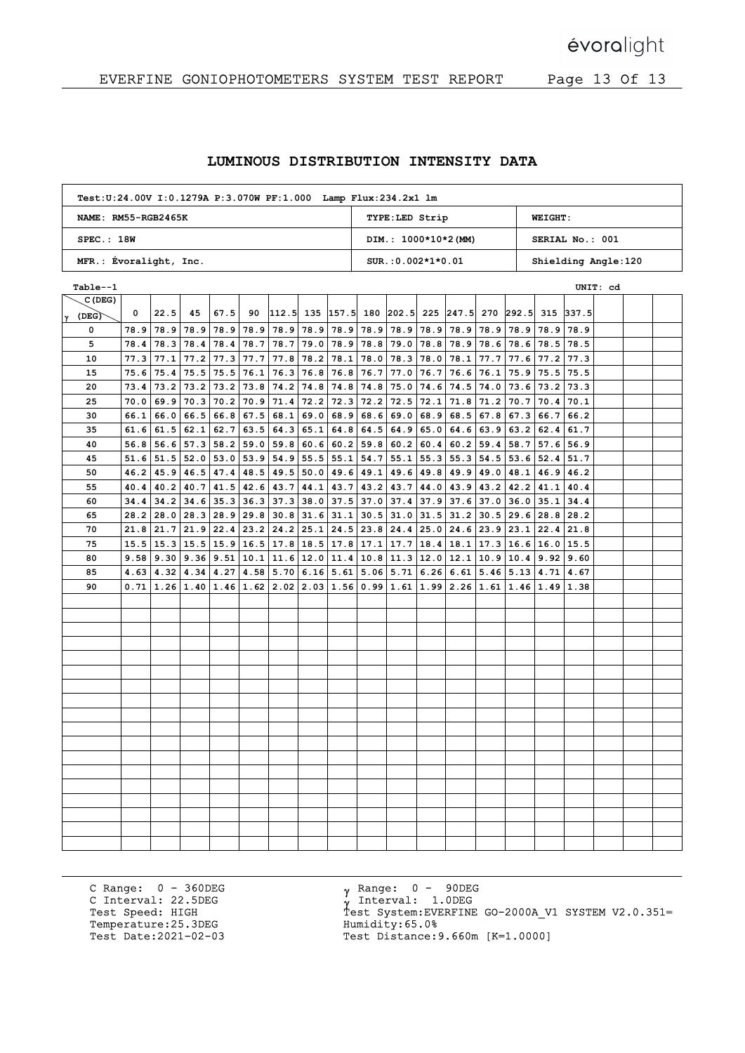## LUMINOUS DISTRIBUTION INTENSITY DATA

| Test:U:24.00V I:0.1279A P:3.070W PF:1.000 Lamp Flux:234.2x1 lm | | |
|---|---|---|
| NAME: RM55-RGB2465K | TYPE:LED Strip | WEIGHT: |
| SPEC.: 18W | DIM.: 1000*10*2(MM) | SERIAL No.: 001 |
| MFR.: Évoralight, Inc. | SUR.:0.002*1*0.01 | Shielding Angle:120 |

Table--1 UNIT: cd

| γ (DEG) \ C(DEG) | 0 | 22.5 | 45 | 67.5 | 90 | 112.5 | 135 | 157.5 | 180 | 202.5 | 225 | 247.5 | 270 | 292.5 | 315 | 337.5 |
|---|---|---|---|---|---|---|---|---|---|---|---|---|---|---|---|---|
| 0 | 78.9 | 78.9 | 78.9 | 78.9 | 78.9 | 78.9 | 78.9 | 78.9 | 78.9 | 78.9 | 78.9 | 78.9 | 78.9 | 78.9 | 78.9 | 78.9 |
| 5 | 78.4 | 78.3 | 78.4 | 78.4 | 78.7 | 78.7 | 79.0 | 78.9 | 78.8 | 79.0 | 78.8 | 78.9 | 78.6 | 78.6 | 78.5 | 78.5 |
| 10 | 77.3 | 77.1 | 77.2 | 77.3 | 77.7 | 77.8 | 78.2 | 78.1 | 78.0 | 78.3 | 78.0 | 78.1 | 77.7 | 77.6 | 77.2 | 77.3 |
| 15 | 75.6 | 75.4 | 75.5 | 75.5 | 76.1 | 76.3 | 76.8 | 76.8 | 76.7 | 77.0 | 76.7 | 76.6 | 76.1 | 75.9 | 75.5 | 75.5 |
| 20 | 73.4 | 73.2 | 73.2 | 73.2 | 73.8 | 74.2 | 74.8 | 74.8 | 74.8 | 75.0 | 74.6 | 74.5 | 74.0 | 73.6 | 73.2 | 73.3 |
| 25 | 70.0 | 69.9 | 70.3 | 70.2 | 70.9 | 71.4 | 72.2 | 72.3 | 72.2 | 72.5 | 72.1 | 71.8 | 71.2 | 70.7 | 70.4 | 70.1 |
| 30 | 66.1 | 66.0 | 66.5 | 66.8 | 67.5 | 68.1 | 69.0 | 68.9 | 68.6 | 69.0 | 68.9 | 68.5 | 67.8 | 67.3 | 66.7 | 66.2 |
| 35 | 61.6 | 61.5 | 62.1 | 62.7 | 63.5 | 64.3 | 65.1 | 64.8 | 64.5 | 64.9 | 65.0 | 64.6 | 63.9 | 63.2 | 62.4 | 61.7 |
| 40 | 56.8 | 56.6 | 57.3 | 58.2 | 59.0 | 59.8 | 60.6 | 60.2 | 59.8 | 60.2 | 60.4 | 60.2 | 59.4 | 58.7 | 57.6 | 56.9 |
| 45 | 51.6 | 51.5 | 52.0 | 53.0 | 53.9 | 54.9 | 55.5 | 55.1 | 54.7 | 55.1 | 55.3 | 55.3 | 54.5 | 53.6 | 52.4 | 51.7 |
| 50 | 46.2 | 45.9 | 46.5 | 47.4 | 48.5 | 49.5 | 50.0 | 49.6 | 49.1 | 49.6 | 49.8 | 49.9 | 49.0 | 48.1 | 46.9 | 46.2 |
| 55 | 40.4 | 40.2 | 40.7 | 41.5 | 42.6 | 43.7 | 44.1 | 43.7 | 43.2 | 43.7 | 44.0 | 43.9 | 43.2 | 42.2 | 41.1 | 40.4 |
| 60 | 34.4 | 34.2 | 34.6 | 35.3 | 36.3 | 37.3 | 38.0 | 37.5 | 37.0 | 37.4 | 37.9 | 37.6 | 37.0 | 36.0 | 35.1 | 34.4 |
| 65 | 28.2 | 28.0 | 28.3 | 28.9 | 29.8 | 30.8 | 31.6 | 31.1 | 30.5 | 31.0 | 31.5 | 31.2 | 30.5 | 29.6 | 28.8 | 28.2 |
| 70 | 21.8 | 21.7 | 21.9 | 22.4 | 23.2 | 24.2 | 25.1 | 24.5 | 23.8 | 24.4 | 25.0 | 24.6 | 23.9 | 23.1 | 22.4 | 21.8 |
| 75 | 15.5 | 15.3 | 15.5 | 15.9 | 16.5 | 17.8 | 18.5 | 17.8 | 17.1 | 17.7 | 18.4 | 18.1 | 17.3 | 16.6 | 16.0 | 15.5 |
| 80 | 9.58 | 9.30 | 9.36 | 9.51 | 10.1 | 11.6 | 12.0 | 11.4 | 10.8 | 11.3 | 12.0 | 12.1 | 10.9 | 10.4 | 9.92 | 9.60 |
| 85 | 4.63 | 4.32 | 4.34 | 4.27 | 4.58 | 5.70 | 6.16 | 5.61 | 5.06 | 5.71 | 6.26 | 6.61 | 5.46 | 5.13 | 4.71 | 4.67 |
| 90 | 0.71 | 1.26 | 1.40 | 1.46 | 1.62 | 2.02 | 2.03 | 1.56 | 0.99 | 1.61 | 1.99 | 2.26 | 1.61 | 1.46 | 1.49 | 1.38 |

C Range: 0 - 360DEG
C Interval: 22.5DEG
Test Speed: HIGH
Temperature:25.3DEG
Test Date:2021-02-03

γ Range: 0 - 90DEG
γ Interval: 1.0DEG
Test System:EVERFINE GO-2000A_V1 SYSTEM V2.0.351=
Humidity:65.0%
Test Distance:9.660m [K=1.0000]